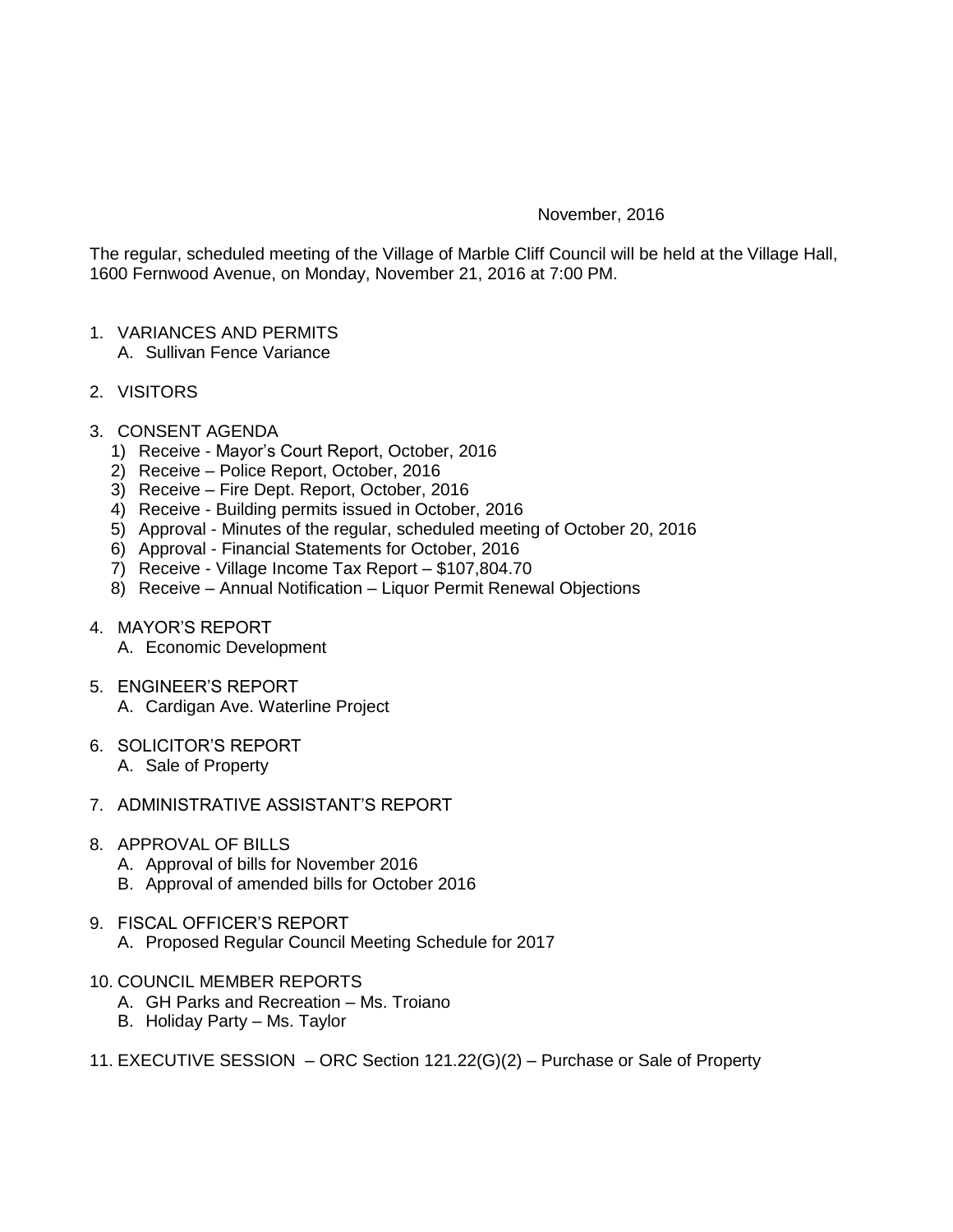November, 2016

The regular, scheduled meeting of the Village of Marble Cliff Council will be held at the Village Hall, 1600 Fernwood Avenue, on Monday, November 21, 2016 at 7:00 PM.

1. VARIANCES AND PERMITS
   A. Sullivan Fence Variance

2. VISITORS

3. CONSENT AGENDA
   1) Receive - Mayor's Court Report, October, 2016
   2) Receive – Police Report, October, 2016
   3) Receive – Fire Dept. Report, October, 2016
   4) Receive - Building permits issued in October, 2016
   5) Approval - Minutes of the regular, scheduled meeting of October 20, 2016
   6) Approval - Financial Statements for October, 2016
   7) Receive - Village Income Tax Report – $107,804.70
   8) Receive – Annual Notification – Liquor Permit Renewal Objections

4. MAYOR'S REPORT
   A. Economic Development

5. ENGINEER'S REPORT
   A. Cardigan Ave. Waterline Project

6. SOLICITOR'S REPORT
   A. Sale of Property

7. ADMINISTRATIVE ASSISTANT'S REPORT

8. APPROVAL OF BILLS
   A. Approval of bills for November 2016
   B. Approval of amended bills for October 2016

9. FISCAL OFFICER'S REPORT
   A. Proposed Regular Council Meeting Schedule for 2017

10. COUNCIL MEMBER REPORTS
    A. GH Parks and Recreation – Ms. Troiano
    B. Holiday Party – Ms. Taylor

11. EXECUTIVE SESSION – ORC Section 121.22(G)(2) – Purchase or Sale of Property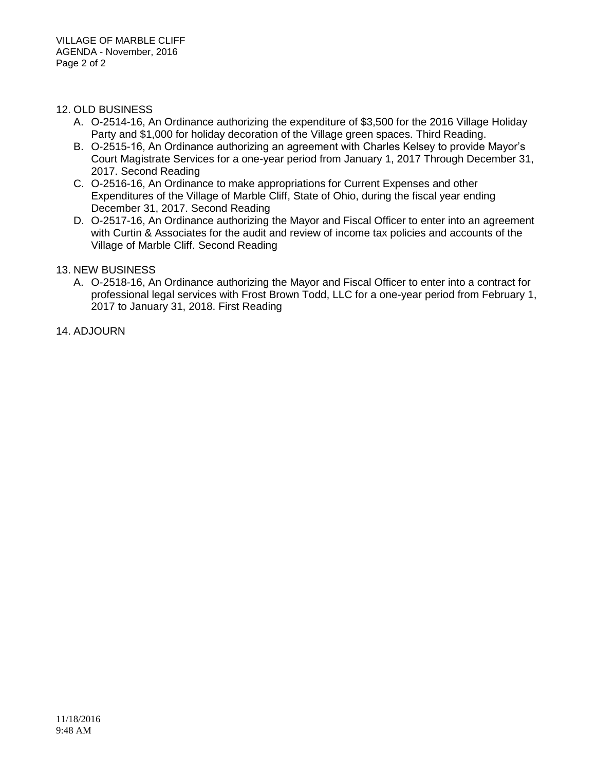12. OLD BUSINESS
    A. O-2514-16, An Ordinance authorizing the expenditure of $3,500 for the 2016 Village Holiday Party and $1,000 for holiday decoration of the Village green spaces. Third Reading.
    B. O-2515-16, An Ordinance authorizing an agreement with Charles Kelsey to provide Mayor's Court Magistrate Services for a one-year period from January 1, 2017 Through December 31, 2017. Second Reading
    C. O-2516-16, An Ordinance to make appropriations for Current Expenses and other Expenditures of the Village of Marble Cliff, State of Ohio, during the fiscal year ending December 31, 2017. Second Reading
    D. O-2517-16, An Ordinance authorizing the Mayor and Fiscal Officer to enter into an agreement with Curtin & Associates for the audit and review of income tax policies and accounts of the Village of Marble Cliff. Second Reading

13. NEW BUSINESS
    A. O-2518-16, An Ordinance authorizing the Mayor and Fiscal Officer to enter into a contract for professional legal services with Frost Brown Todd, LLC for a one-year period from February 1, 2017 to January 31, 2018. First Reading

14. ADJOURN